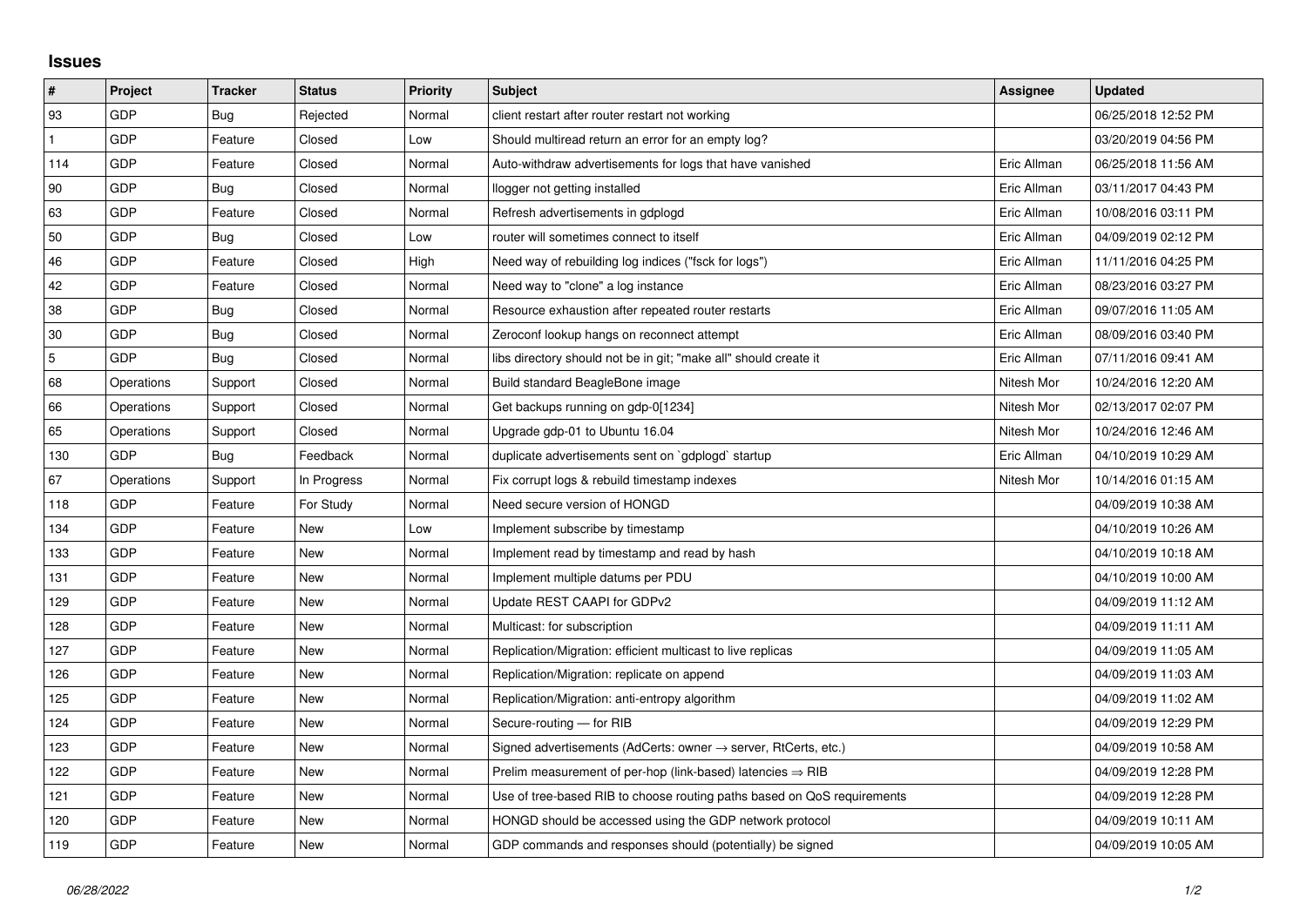## Issues

| # | Project | Tracker | Status | Priority | Subject | Assignee | Updated |
|---|---|---|---|---|---|---|---|
| 93 | GDP | Bug | Rejected | Normal | client restart after router restart not working | | 06/25/2018 12:52 PM |
| 1 | GDP | Feature | Closed | Low | Should multiread return an error for an empty log? | | 03/20/2019 04:56 PM |
| 114 | GDP | Feature | Closed | Normal | Auto-withdraw advertisements for logs that have vanished | Eric Allman | 06/25/2018 11:56 AM |
| 90 | GDP | Bug | Closed | Normal | llogger not getting installed | Eric Allman | 03/11/2017 04:43 PM |
| 63 | GDP | Feature | Closed | Normal | Refresh advertisements in gdplogd | Eric Allman | 10/08/2016 03:11 PM |
| 50 | GDP | Bug | Closed | Low | router will sometimes connect to itself | Eric Allman | 04/09/2019 02:12 PM |
| 46 | GDP | Feature | Closed | High | Need way of rebuilding log indices ("fsck for logs") | Eric Allman | 11/11/2016 04:25 PM |
| 42 | GDP | Feature | Closed | Normal | Need way to "clone" a log instance | Eric Allman | 08/23/2016 03:27 PM |
| 38 | GDP | Bug | Closed | Normal | Resource exhaustion after repeated router restarts | Eric Allman | 09/07/2016 11:05 AM |
| 30 | GDP | Bug | Closed | Normal | Zeroconf lookup hangs on reconnect attempt | Eric Allman | 08/09/2016 03:40 PM |
| 5 | GDP | Bug | Closed | Normal | libs directory should not be in git; "make all" should create it | Eric Allman | 07/11/2016 09:41 AM |
| 68 | Operations | Support | Closed | Normal | Build standard BeagleBone image | Nitesh Mor | 10/24/2016 12:20 AM |
| 66 | Operations | Support | Closed | Normal | Get backups running on gdp-0[1234] | Nitesh Mor | 02/13/2017 02:07 PM |
| 65 | Operations | Support | Closed | Normal | Upgrade gdp-01 to Ubuntu 16.04 | Nitesh Mor | 10/24/2016 12:46 AM |
| 130 | GDP | Bug | Feedback | Normal | duplicate advertisements sent on `gdplogd` startup | Eric Allman | 04/10/2019 10:29 AM |
| 67 | Operations | Support | In Progress | Normal | Fix corrupt logs & rebuild timestamp indexes | Nitesh Mor | 10/14/2016 01:15 AM |
| 118 | GDP | Feature | For Study | Normal | Need secure version of HONGD | | 04/09/2019 10:38 AM |
| 134 | GDP | Feature | New | Low | Implement subscribe by timestamp | | 04/10/2019 10:26 AM |
| 133 | GDP | Feature | New | Normal | Implement read by timestamp and read by hash | | 04/10/2019 10:18 AM |
| 131 | GDP | Feature | New | Normal | Implement multiple datums per PDU | | 04/10/2019 10:00 AM |
| 129 | GDP | Feature | New | Normal | Update REST CAAPI for GDPv2 | | 04/09/2019 11:12 AM |
| 128 | GDP | Feature | New | Normal | Multicast: for subscription | | 04/09/2019 11:11 AM |
| 127 | GDP | Feature | New | Normal | Replication/Migration: efficient multicast to live replicas | | 04/09/2019 11:05 AM |
| 126 | GDP | Feature | New | Normal | Replication/Migration: replicate on append | | 04/09/2019 11:03 AM |
| 125 | GDP | Feature | New | Normal | Replication/Migration: anti-entropy algorithm | | 04/09/2019 11:02 AM |
| 124 | GDP | Feature | New | Normal | Secure-routing — for RIB | | 04/09/2019 12:29 PM |
| 123 | GDP | Feature | New | Normal | Signed advertisements (AdCerts: owner → server, RtCerts, etc.) | | 04/09/2019 10:58 AM |
| 122 | GDP | Feature | New | Normal | Prelim measurement of per-hop (link-based) latencies ⇒ RIB | | 04/09/2019 12:28 PM |
| 121 | GDP | Feature | New | Normal | Use of tree-based RIB to choose routing paths based on QoS requirements | | 04/09/2019 12:28 PM |
| 120 | GDP | Feature | New | Normal | HONGD should be accessed using the GDP network protocol | | 04/09/2019 10:11 AM |
| 119 | GDP | Feature | New | Normal | GDP commands and responses should (potentially) be signed | | 04/09/2019 10:05 AM |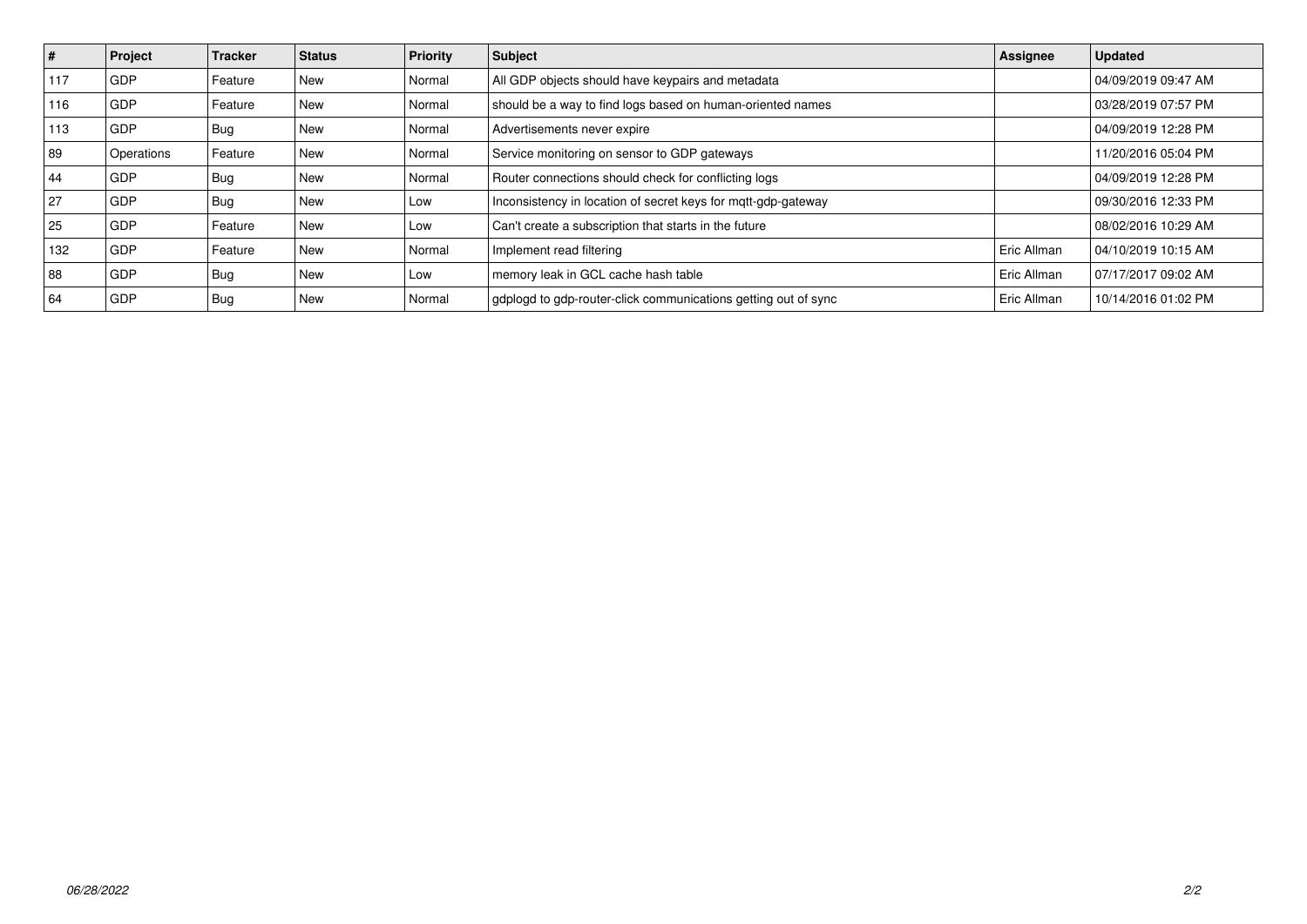| # | Project | Tracker | Status | Priority | Subject | Assignee | Updated |
|---|---|---|---|---|---|---|---|
| 117 | GDP | Feature | New | Normal | All GDP objects should have keypairs and metadata | | 04/09/2019 09:47 AM |
| 116 | GDP | Feature | New | Normal | should be a way to find logs based on human-oriented names | | 03/28/2019 07:57 PM |
| 113 | GDP | Bug | New | Normal | Advertisements never expire | | 04/09/2019 12:28 PM |
| 89 | Operations | Feature | New | Normal | Service monitoring on sensor to GDP gateways | | 11/20/2016 05:04 PM |
| 44 | GDP | Bug | New | Normal | Router connections should check for conflicting logs | | 04/09/2019 12:28 PM |
| 27 | GDP | Bug | New | Low | Inconsistency in location of secret keys for mqtt-gdp-gateway | | 09/30/2016 12:33 PM |
| 25 | GDP | Feature | New | Low | Can't create a subscription that starts in the future | | 08/02/2016 10:29 AM |
| 132 | GDP | Feature | New | Normal | Implement read filtering | Eric Allman | 04/10/2019 10:15 AM |
| 88 | GDP | Bug | New | Low | memory leak in GCL cache hash table | Eric Allman | 07/17/2017 09:02 AM |
| 64 | GDP | Bug | New | Normal | gdplogd to gdp-router-click communications getting out of sync | Eric Allman | 10/14/2016 01:02 PM |